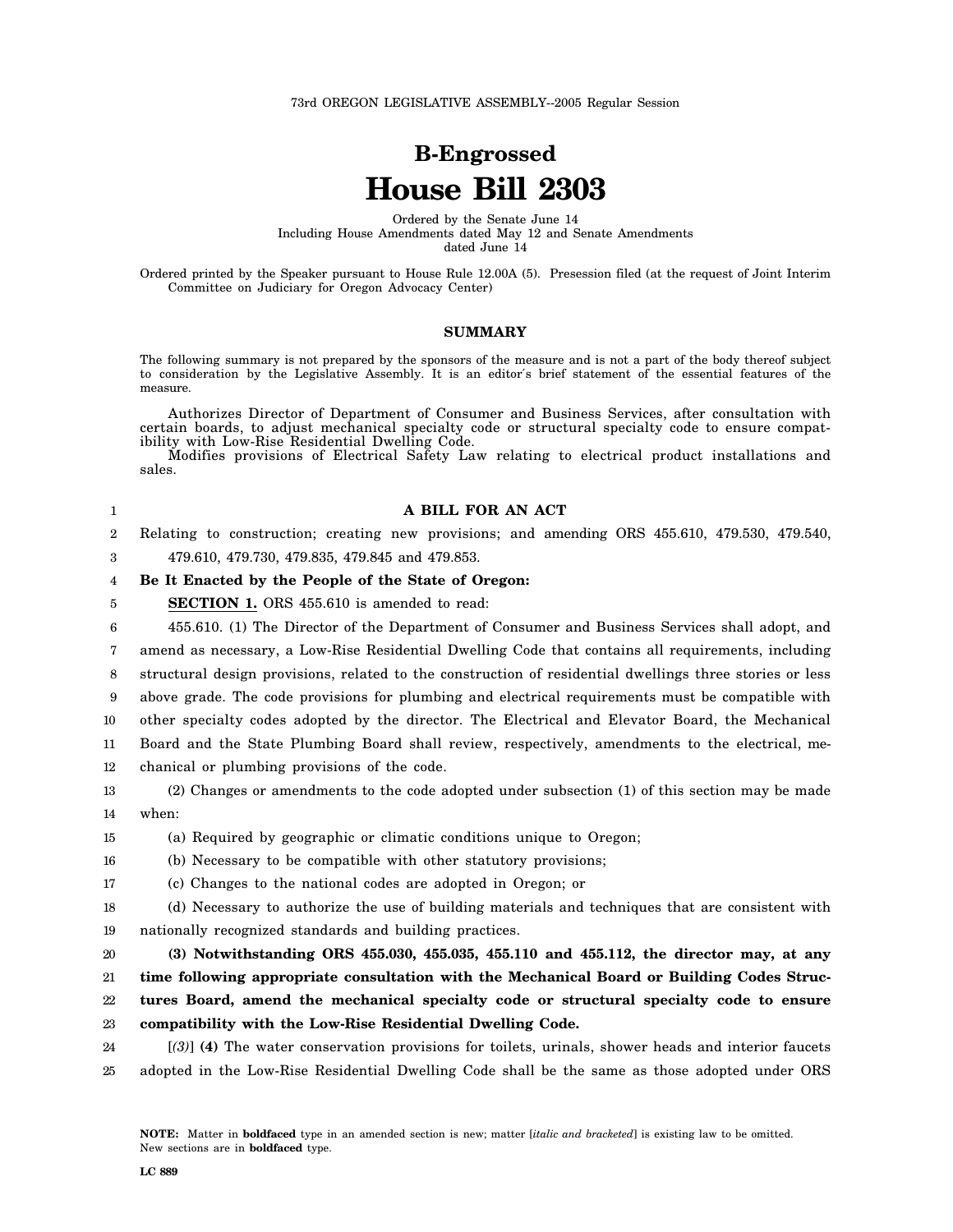73rd OREGON LEGISLATIVE ASSEMBLY--2005 Regular Session

# B-Engrossed
# House Bill 2303

Ordered by the Senate June 14
Including House Amendments dated May 12 and Senate Amendments dated June 14

Ordered printed by the Speaker pursuant to House Rule 12.00A (5). Presession filed (at the request of Joint Interim Committee on Judiciary for Oregon Advocacy Center)

## SUMMARY

The following summary is not prepared by the sponsors of the measure and is not a part of the body thereof subject to consideration by the Legislative Assembly. It is an editor's brief statement of the essential features of the measure.

Authorizes Director of Department of Consumer and Business Services, after consultation with certain boards, to adjust mechanical specialty code or structural specialty code to ensure compatibility with Low-Rise Residential Dwelling Code.

Modifies provisions of Electrical Safety Law relating to electrical product installations and sales.

**A BILL FOR AN ACT**

Relating to construction; creating new provisions; and amending ORS 455.610, 479.530, 479.540, 479.610, 479.730, 479.835, 479.845 and 479.853.

**Be It Enacted by the People of the State of Oregon:**

**SECTION 1.** ORS 455.610 is amended to read:

455.610. (1) The Director of the Department of Consumer and Business Services shall adopt, and amend as necessary, a Low-Rise Residential Dwelling Code that contains all requirements, including structural design provisions, related to the construction of residential dwellings three stories or less above grade. The code provisions for plumbing and electrical requirements must be compatible with other specialty codes adopted by the director. The Electrical and Elevator Board, the Mechanical Board and the State Plumbing Board shall review, respectively, amendments to the electrical, mechanical or plumbing provisions of the code.

(2) Changes or amendments to the code adopted under subsection (1) of this section may be made when:

(a) Required by geographic or climatic conditions unique to Oregon;

(b) Necessary to be compatible with other statutory provisions;

(c) Changes to the national codes are adopted in Oregon; or

(d) Necessary to authorize the use of building materials and techniques that are consistent with nationally recognized standards and building practices.

**(3) Notwithstanding ORS 455.030, 455.035, 455.110 and 455.112, the director may, at any time following appropriate consultation with the Mechanical Board or Building Codes Structures Board, amend the mechanical specialty code or structural specialty code to ensure compatibility with the Low-Rise Residential Dwelling Code.**

[*(3)*] **(4)** The water conservation provisions for toilets, urinals, shower heads and interior faucets adopted in the Low-Rise Residential Dwelling Code shall be the same as those adopted under ORS

**NOTE:** Matter in **boldfaced** type in an amended section is new; matter [*italic and bracketed*] is existing law to be omitted. New sections are in **boldfaced** type.

**LC 889**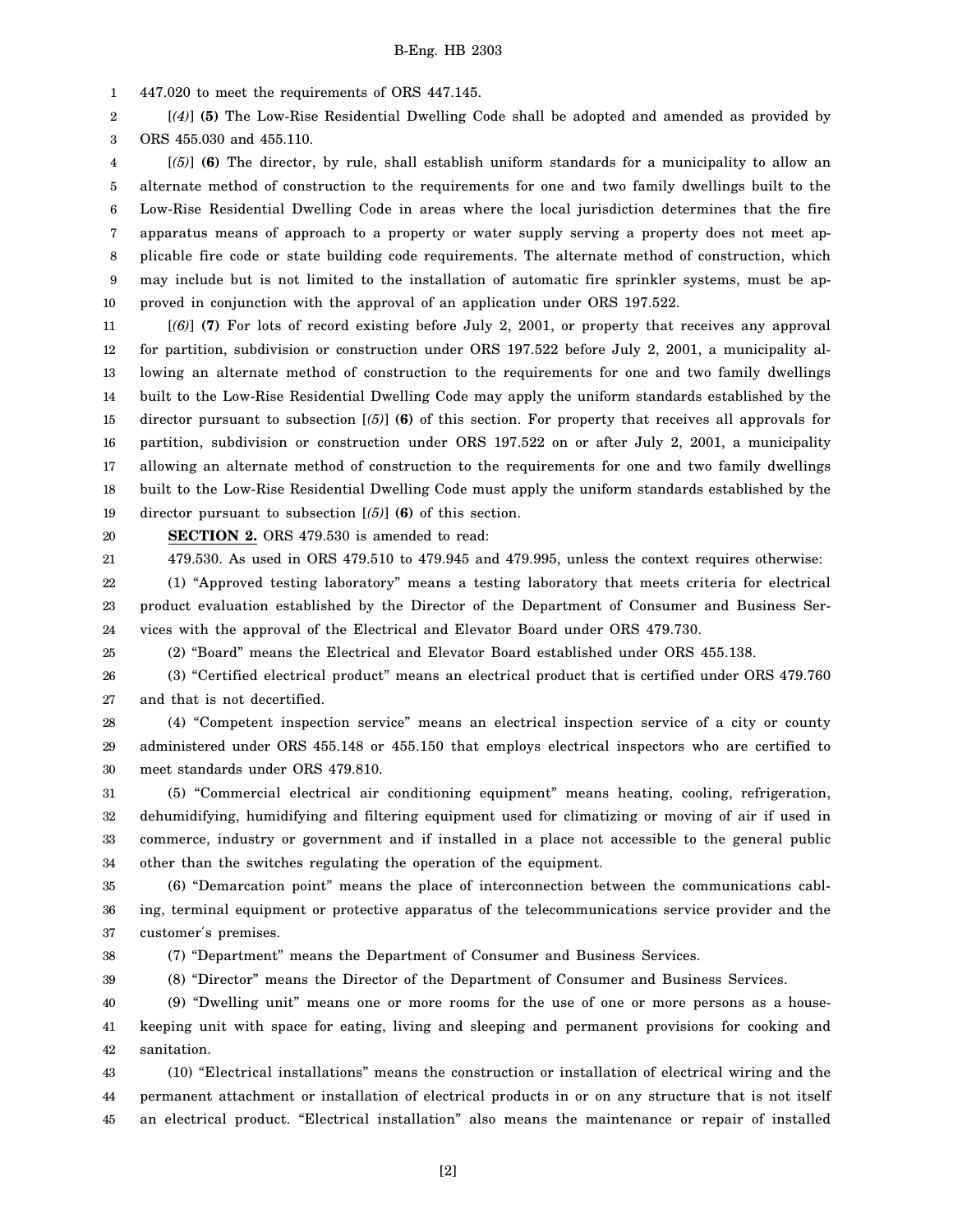447.020 to meet the requirements of ORS 447.145.

[*(4)*] **(5)** The Low-Rise Residential Dwelling Code shall be adopted and amended as provided by ORS 455.030 and 455.110.

[*(5)*] **(6)** The director, by rule, shall establish uniform standards for a municipality to allow an alternate method of construction to the requirements for one and two family dwellings built to the Low-Rise Residential Dwelling Code in areas where the local jurisdiction determines that the fire apparatus means of approach to a property or water supply serving a property does not meet applicable fire code or state building code requirements. The alternate method of construction, which may include but is not limited to the installation of automatic fire sprinkler systems, must be approved in conjunction with the approval of an application under ORS 197.522.

[*(6)*] **(7)** For lots of record existing before July 2, 2001, or property that receives any approval for partition, subdivision or construction under ORS 197.522 before July 2, 2001, a municipality allowing an alternate method of construction to the requirements for one and two family dwellings built to the Low-Rise Residential Dwelling Code may apply the uniform standards established by the director pursuant to subsection [*(5)*] **(6)** of this section. For property that receives all approvals for partition, subdivision or construction under ORS 197.522 on or after July 2, 2001, a municipality allowing an alternate method of construction to the requirements for one and two family dwellings built to the Low-Rise Residential Dwelling Code must apply the uniform standards established by the director pursuant to subsection [*(5)*] **(6)** of this section.

**SECTION 2.** ORS 479.530 is amended to read:

479.530. As used in ORS 479.510 to 479.945 and 479.995, unless the context requires otherwise:

(1) "Approved testing laboratory" means a testing laboratory that meets criteria for electrical product evaluation established by the Director of the Department of Consumer and Business Services with the approval of the Electrical and Elevator Board under ORS 479.730.

(2) "Board" means the Electrical and Elevator Board established under ORS 455.138.

(3) "Certified electrical product" means an electrical product that is certified under ORS 479.760 and that is not decertified.

(4) "Competent inspection service" means an electrical inspection service of a city or county administered under ORS 455.148 or 455.150 that employs electrical inspectors who are certified to meet standards under ORS 479.810.

(5) "Commercial electrical air conditioning equipment" means heating, cooling, refrigeration, dehumidifying, humidifying and filtering equipment used for climatizing or moving of air if used in commerce, industry or government and if installed in a place not accessible to the general public other than the switches regulating the operation of the equipment.

(6) "Demarcation point" means the place of interconnection between the communications cabling, terminal equipment or protective apparatus of the telecommunications service provider and the customer's premises.

(7) "Department" means the Department of Consumer and Business Services.

(8) "Director" means the Director of the Department of Consumer and Business Services.

(9) "Dwelling unit" means one or more rooms for the use of one or more persons as a housekeeping unit with space for eating, living and sleeping and permanent provisions for cooking and sanitation.

(10) "Electrical installations" means the construction or installation of electrical wiring and the permanent attachment or installation of electrical products in or on any structure that is not itself an electrical product. "Electrical installation" also means the maintenance or repair of installed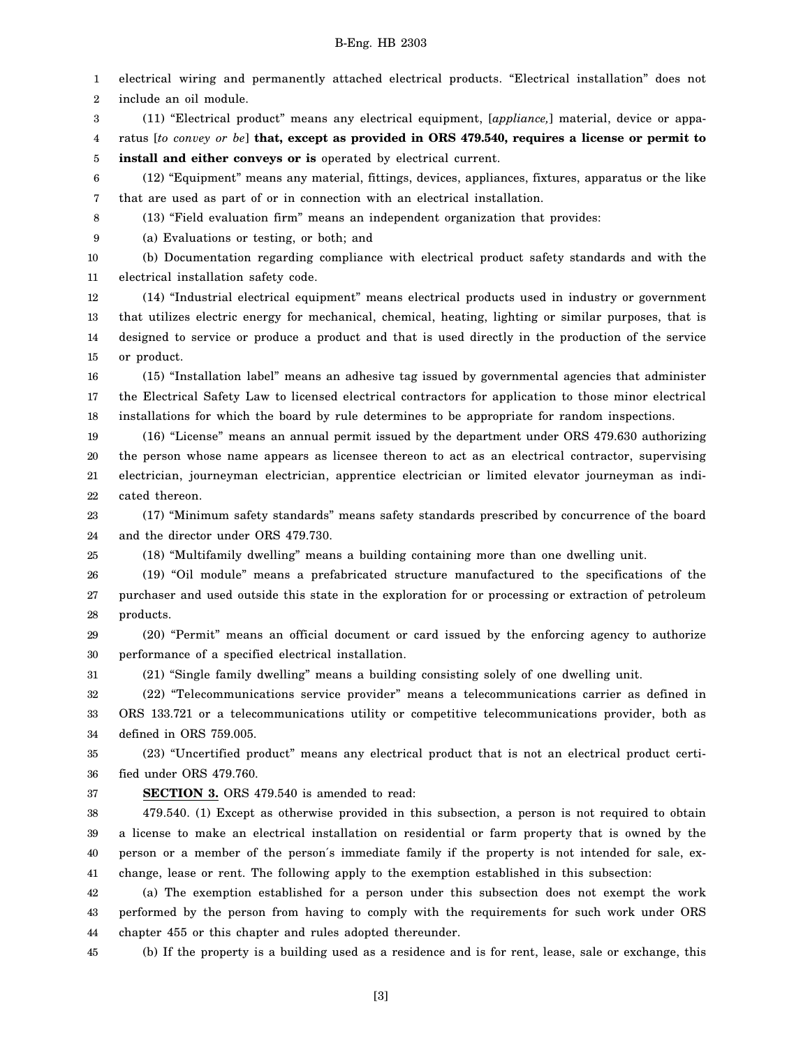electrical wiring and permanently attached electrical products. "Electrical installation" does not include an oil module.

(11) "Electrical product" means any electrical equipment, [*appliance,*] material, device or apparatus [*to convey or be*] **that, except as provided in ORS 479.540, requires a license or permit to install and either conveys or is** operated by electrical current.

(12) "Equipment" means any material, fittings, devices, appliances, fixtures, apparatus or the like that are used as part of or in connection with an electrical installation.

(13) "Field evaluation firm" means an independent organization that provides:

(a) Evaluations or testing, or both; and

(b) Documentation regarding compliance with electrical product safety standards and with the electrical installation safety code.

(14) "Industrial electrical equipment" means electrical products used in industry or government that utilizes electric energy for mechanical, chemical, heating, lighting or similar purposes, that is designed to service or produce a product and that is used directly in the production of the service or product.

(15) "Installation label" means an adhesive tag issued by governmental agencies that administer the Electrical Safety Law to licensed electrical contractors for application to those minor electrical installations for which the board by rule determines to be appropriate for random inspections.

(16) "License" means an annual permit issued by the department under ORS 479.630 authorizing the person whose name appears as licensee thereon to act as an electrical contractor, supervising electrician, journeyman electrician, apprentice electrician or limited elevator journeyman as indicated thereon.

(17) "Minimum safety standards" means safety standards prescribed by concurrence of the board and the director under ORS 479.730.

(18) "Multifamily dwelling" means a building containing more than one dwelling unit.

(19) "Oil module" means a prefabricated structure manufactured to the specifications of the purchaser and used outside this state in the exploration for or processing or extraction of petroleum products.

(20) "Permit" means an official document or card issued by the enforcing agency to authorize performance of a specified electrical installation.

(21) "Single family dwelling" means a building consisting solely of one dwelling unit.

(22) "Telecommunications service provider" means a telecommunications carrier as defined in ORS 133.721 or a telecommunications utility or competitive telecommunications provider, both as defined in ORS 759.005.

(23) "Uncertified product" means any electrical product that is not an electrical product certified under ORS 479.760.

**SECTION 3.** ORS 479.540 is amended to read:

479.540. (1) Except as otherwise provided in this subsection, a person is not required to obtain a license to make an electrical installation on residential or farm property that is owned by the person or a member of the person's immediate family if the property is not intended for sale, exchange, lease or rent. The following apply to the exemption established in this subsection:

(a) The exemption established for a person under this subsection does not exempt the work performed by the person from having to comply with the requirements for such work under ORS chapter 455 or this chapter and rules adopted thereunder.

(b) If the property is a building used as a residence and is for rent, lease, sale or exchange, this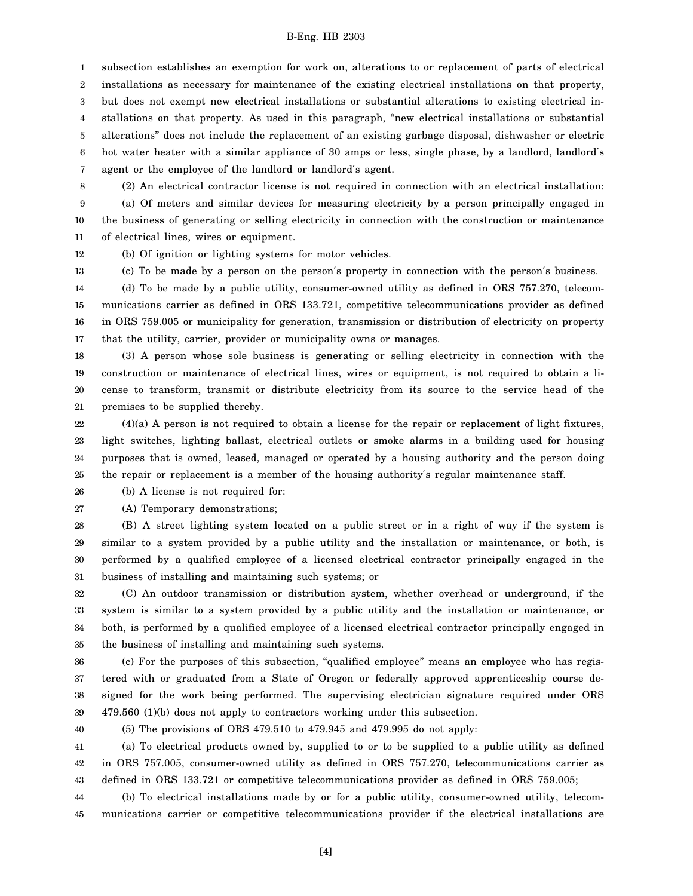subsection establishes an exemption for work on, alterations to or replacement of parts of electrical installations as necessary for maintenance of the existing electrical installations on that property, but does not exempt new electrical installations or substantial alterations to existing electrical installations on that property. As used in this paragraph, "new electrical installations or substantial alterations" does not include the replacement of an existing garbage disposal, dishwasher or electric hot water heater with a similar appliance of 30 amps or less, single phase, by a landlord, landlord's agent or the employee of the landlord or landlord's agent.

(2) An electrical contractor license is not required in connection with an electrical installation:

(a) Of meters and similar devices for measuring electricity by a person principally engaged in the business of generating or selling electricity in connection with the construction or maintenance of electrical lines, wires or equipment.

(b) Of ignition or lighting systems for motor vehicles.

(c) To be made by a person on the person's property in connection with the person's business.

(d) To be made by a public utility, consumer-owned utility as defined in ORS 757.270, telecommunications carrier as defined in ORS 133.721, competitive telecommunications provider as defined in ORS 759.005 or municipality for generation, transmission or distribution of electricity on property that the utility, carrier, provider or municipality owns or manages.

(3) A person whose sole business is generating or selling electricity in connection with the construction or maintenance of electrical lines, wires or equipment, is not required to obtain a license to transform, transmit or distribute electricity from its source to the service head of the premises to be supplied thereby.

(4)(a) A person is not required to obtain a license for the repair or replacement of light fixtures, light switches, lighting ballast, electrical outlets or smoke alarms in a building used for housing purposes that is owned, leased, managed or operated by a housing authority and the person doing the repair or replacement is a member of the housing authority's regular maintenance staff.

(b) A license is not required for:

(A) Temporary demonstrations;

(B) A street lighting system located on a public street or in a right of way if the system is similar to a system provided by a public utility and the installation or maintenance, or both, is performed by a qualified employee of a licensed electrical contractor principally engaged in the business of installing and maintaining such systems; or

(C) An outdoor transmission or distribution system, whether overhead or underground, if the system is similar to a system provided by a public utility and the installation or maintenance, or both, is performed by a qualified employee of a licensed electrical contractor principally engaged in the business of installing and maintaining such systems.

(c) For the purposes of this subsection, "qualified employee" means an employee who has registered with or graduated from a State of Oregon or federally approved apprenticeship course designed for the work being performed. The supervising electrician signature required under ORS 479.560 (1)(b) does not apply to contractors working under this subsection.

(5) The provisions of ORS 479.510 to 479.945 and 479.995 do not apply:

(a) To electrical products owned by, supplied to or to be supplied to a public utility as defined in ORS 757.005, consumer-owned utility as defined in ORS 757.270, telecommunications carrier as defined in ORS 133.721 or competitive telecommunications provider as defined in ORS 759.005;

(b) To electrical installations made by or for a public utility, consumer-owned utility, telecommunications carrier or competitive telecommunications provider if the electrical installations are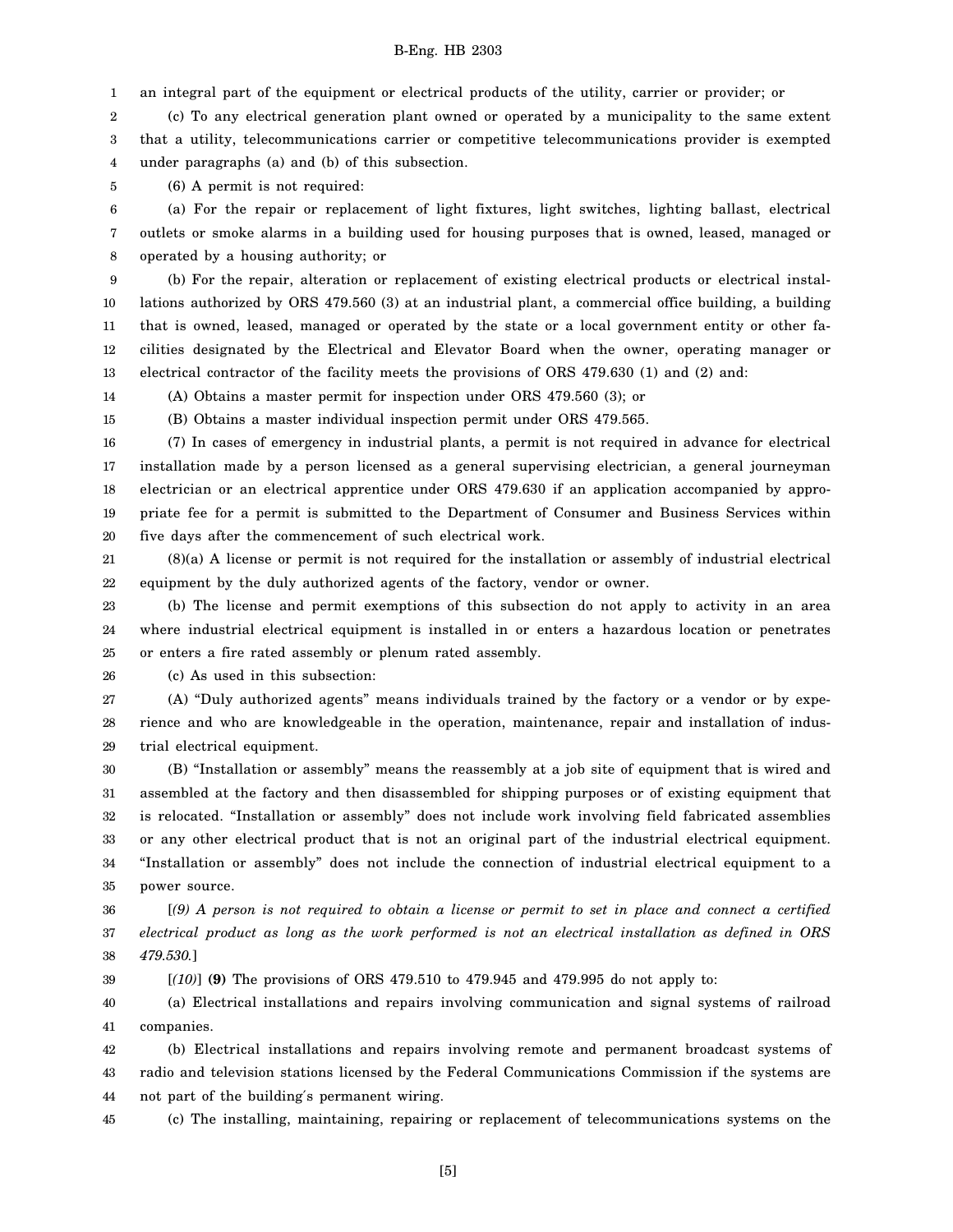an integral part of the equipment or electrical products of the utility, carrier or provider; or

(c) To any electrical generation plant owned or operated by a municipality to the same extent that a utility, telecommunications carrier or competitive telecommunications provider is exempted under paragraphs (a) and (b) of this subsection.

(6) A permit is not required:

(a) For the repair or replacement of light fixtures, light switches, lighting ballast, electrical outlets or smoke alarms in a building used for housing purposes that is owned, leased, managed or operated by a housing authority; or

(b) For the repair, alteration or replacement of existing electrical products or electrical installations authorized by ORS 479.560 (3) at an industrial plant, a commercial office building, a building that is owned, leased, managed or operated by the state or a local government entity or other facilities designated by the Electrical and Elevator Board when the owner, operating manager or electrical contractor of the facility meets the provisions of ORS 479.630 (1) and (2) and:

(A) Obtains a master permit for inspection under ORS 479.560 (3); or

(B) Obtains a master individual inspection permit under ORS 479.565.

(7) In cases of emergency in industrial plants, a permit is not required in advance for electrical installation made by a person licensed as a general supervising electrician, a general journeyman electrician or an electrical apprentice under ORS 479.630 if an application accompanied by appropriate fee for a permit is submitted to the Department of Consumer and Business Services within five days after the commencement of such electrical work.

(8)(a) A license or permit is not required for the installation or assembly of industrial electrical equipment by the duly authorized agents of the factory, vendor or owner.

(b) The license and permit exemptions of this subsection do not apply to activity in an area where industrial electrical equipment is installed in or enters a hazardous location or penetrates or enters a fire rated assembly or plenum rated assembly.

(c) As used in this subsection:

(A) "Duly authorized agents" means individuals trained by the factory or a vendor or by experience and who are knowledgeable in the operation, maintenance, repair and installation of industrial electrical equipment.

(B) "Installation or assembly" means the reassembly at a job site of equipment that is wired and assembled at the factory and then disassembled for shipping purposes or of existing equipment that is relocated. "Installation or assembly" does not include work involving field fabricated assemblies or any other electrical product that is not an original part of the industrial electrical equipment. "Installation or assembly" does not include the connection of industrial electrical equipment to a power source.

[*(9) A person is not required to obtain a license or permit to set in place and connect a certified electrical product as long as the work performed is not an electrical installation as defined in ORS 479.530.*]

[*(10)*] **(9)** The provisions of ORS 479.510 to 479.945 and 479.995 do not apply to:

(a) Electrical installations and repairs involving communication and signal systems of railroad companies.

(b) Electrical installations and repairs involving remote and permanent broadcast systems of radio and television stations licensed by the Federal Communications Commission if the systems are not part of the building's permanent wiring.

(c) The installing, maintaining, repairing or replacement of telecommunications systems on the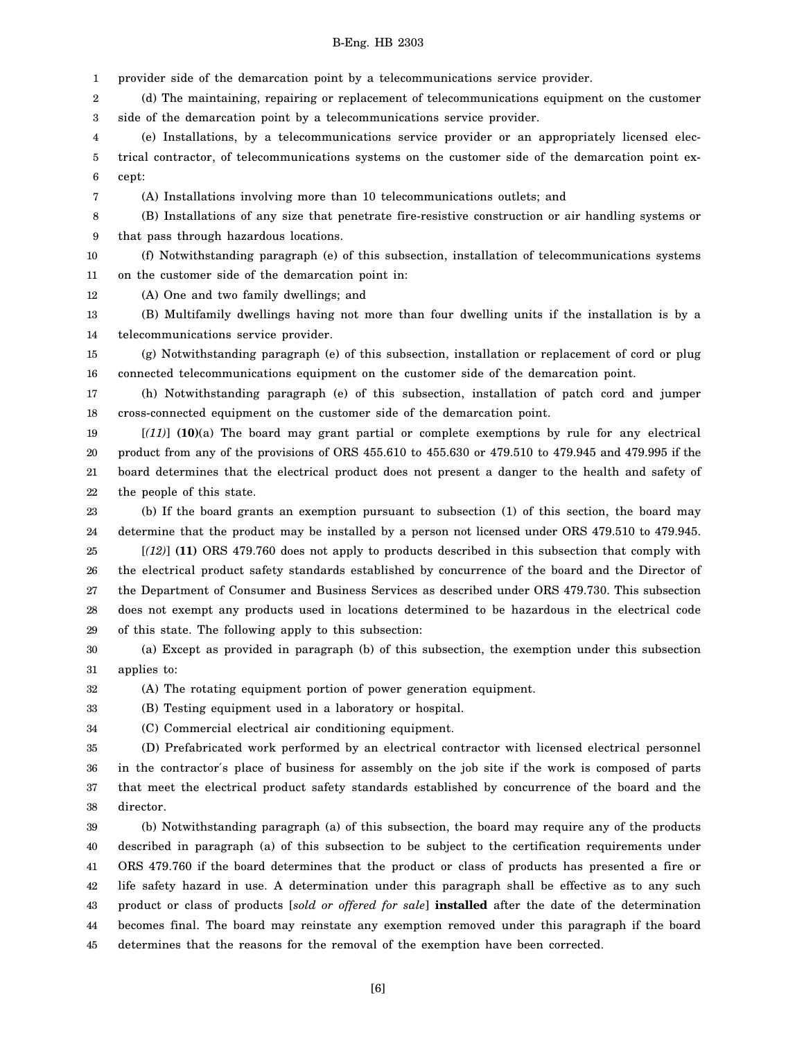provider side of the demarcation point by a telecommunications service provider.

(d) The maintaining, repairing or replacement of telecommunications equipment on the customer side of the demarcation point by a telecommunications service provider.

(e) Installations, by a telecommunications service provider or an appropriately licensed electrical contractor, of telecommunications systems on the customer side of the demarcation point except:

(A) Installations involving more than 10 telecommunications outlets; and

(B) Installations of any size that penetrate fire-resistive construction or air handling systems or that pass through hazardous locations.

(f) Notwithstanding paragraph (e) of this subsection, installation of telecommunications systems on the customer side of the demarcation point in:

(A) One and two family dwellings; and

(B) Multifamily dwellings having not more than four dwelling units if the installation is by a telecommunications service provider.

(g) Notwithstanding paragraph (e) of this subsection, installation or replacement of cord or plug connected telecommunications equipment on the customer side of the demarcation point.

(h) Notwithstanding paragraph (e) of this subsection, installation of patch cord and jumper cross-connected equipment on the customer side of the demarcation point.

[*(11)*] **(10)**(a) The board may grant partial or complete exemptions by rule for any electrical product from any of the provisions of ORS 455.610 to 455.630 or 479.510 to 479.945 and 479.995 if the board determines that the electrical product does not present a danger to the health and safety of the people of this state.

(b) If the board grants an exemption pursuant to subsection (1) of this section, the board may determine that the product may be installed by a person not licensed under ORS 479.510 to 479.945.

[*(12)*] **(11)** ORS 479.760 does not apply to products described in this subsection that comply with the electrical product safety standards established by concurrence of the board and the Director of the Department of Consumer and Business Services as described under ORS 479.730. This subsection does not exempt any products used in locations determined to be hazardous in the electrical code of this state. The following apply to this subsection:

(a) Except as provided in paragraph (b) of this subsection, the exemption under this subsection applies to:

(A) The rotating equipment portion of power generation equipment.

(B) Testing equipment used in a laboratory or hospital.

(C) Commercial electrical air conditioning equipment.

(D) Prefabricated work performed by an electrical contractor with licensed electrical personnel in the contractor's place of business for assembly on the job site if the work is composed of parts that meet the electrical product safety standards established by concurrence of the board and the director.

(b) Notwithstanding paragraph (a) of this subsection, the board may require any of the products described in paragraph (a) of this subsection to be subject to the certification requirements under ORS 479.760 if the board determines that the product or class of products has presented a fire or life safety hazard in use. A determination under this paragraph shall be effective as to any such product or class of products [*sold or offered for sale*] **installed** after the date of the determination becomes final. The board may reinstate any exemption removed under this paragraph if the board determines that the reasons for the removal of the exemption have been corrected.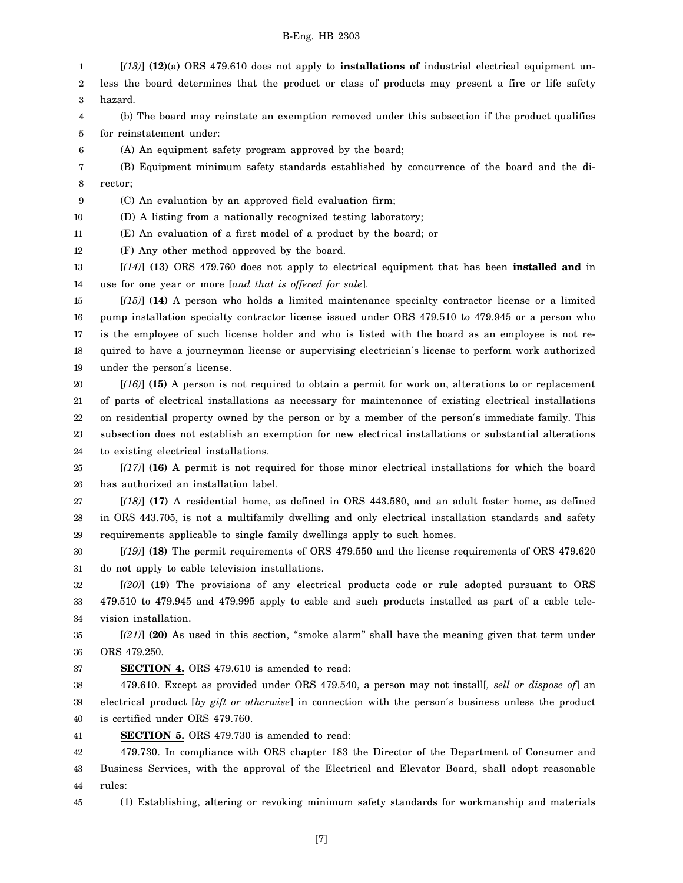[*(13)*] **(12)**(a) ORS 479.610 does not apply to **installations of** industrial electrical equipment unless the board determines that the product or class of products may present a fire or life safety hazard.

(b) The board may reinstate an exemption removed under this subsection if the product qualifies for reinstatement under:

(A) An equipment safety program approved by the board;

(B) Equipment minimum safety standards established by concurrence of the board and the director;

(C) An evaluation by an approved field evaluation firm;

(D) A listing from a nationally recognized testing laboratory;

(E) An evaluation of a first model of a product by the board; or

(F) Any other method approved by the board.

[*(14)*] **(13)** ORS 479.760 does not apply to electrical equipment that has been **installed and** in use for one year or more [*and that is offered for sale*].

[*(15)*] **(14)** A person who holds a limited maintenance specialty contractor license or a limited pump installation specialty contractor license issued under ORS 479.510 to 479.945 or a person who is the employee of such license holder and who is listed with the board as an employee is not required to have a journeyman license or supervising electrician's license to perform work authorized under the person's license.

[*(16)*] **(15)** A person is not required to obtain a permit for work on, alterations to or replacement of parts of electrical installations as necessary for maintenance of existing electrical installations on residential property owned by the person or by a member of the person's immediate family. This subsection does not establish an exemption for new electrical installations or substantial alterations to existing electrical installations.

[*(17)*] **(16)** A permit is not required for those minor electrical installations for which the board has authorized an installation label.

[*(18)*] **(17)** A residential home, as defined in ORS 443.580, and an adult foster home, as defined in ORS 443.705, is not a multifamily dwelling and only electrical installation standards and safety requirements applicable to single family dwellings apply to such homes.

[*(19)*] **(18)** The permit requirements of ORS 479.550 and the license requirements of ORS 479.620 do not apply to cable television installations.

[*(20)*] **(19)** The provisions of any electrical products code or rule adopted pursuant to ORS 479.510 to 479.945 and 479.995 apply to cable and such products installed as part of a cable television installation.

[*(21)*] **(20)** As used in this section, "smoke alarm" shall have the meaning given that term under ORS 479.250.

**SECTION 4.** ORS 479.610 is amended to read:

479.610. Except as provided under ORS 479.540, a person may not install[*, sell or dispose of*] an electrical product [*by gift or otherwise*] in connection with the person's business unless the product is certified under ORS 479.760.

**SECTION 5.** ORS 479.730 is amended to read:

479.730. In compliance with ORS chapter 183 the Director of the Department of Consumer and Business Services, with the approval of the Electrical and Elevator Board, shall adopt reasonable rules:

(1) Establishing, altering or revoking minimum safety standards for workmanship and materials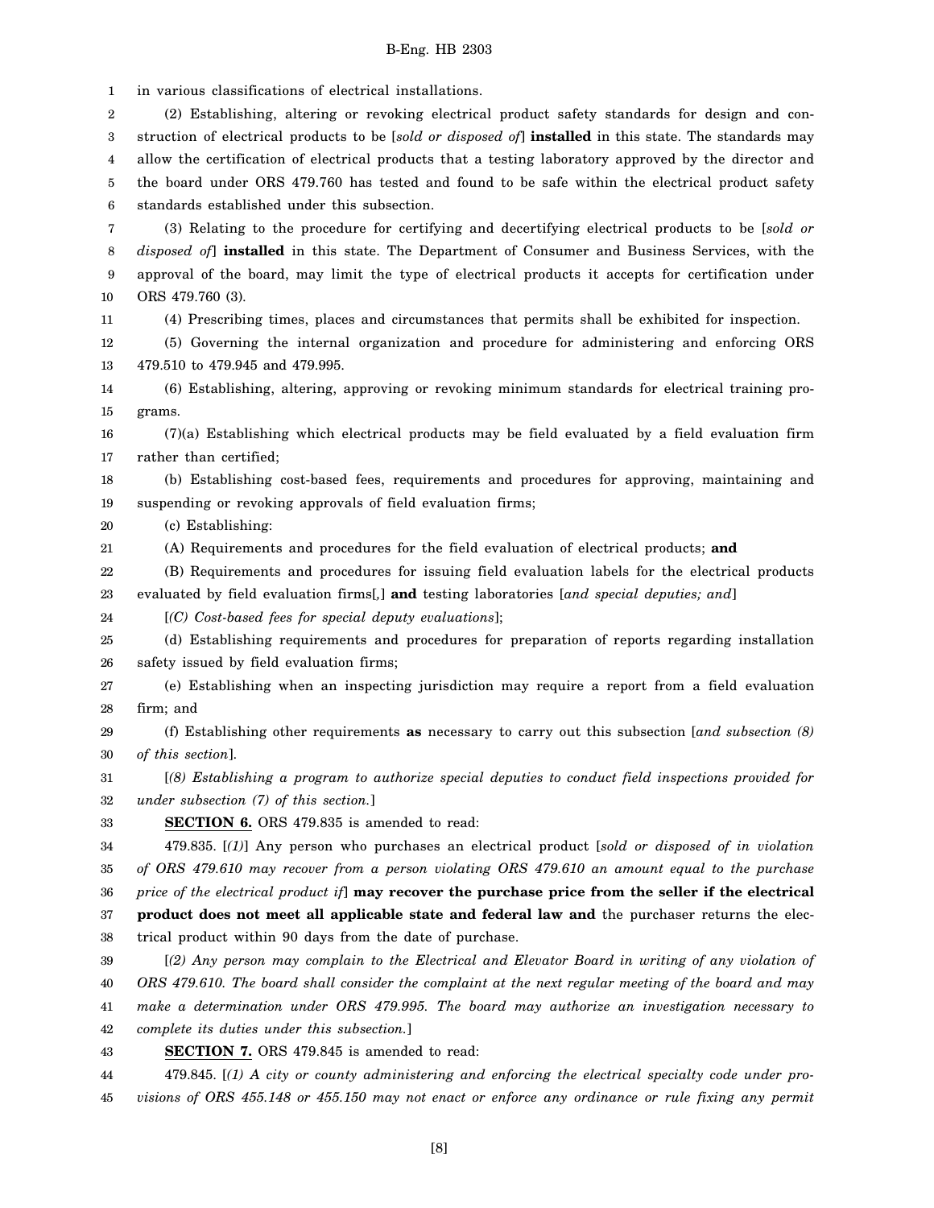in various classifications of electrical installations.

(2) Establishing, altering or revoking electrical product safety standards for design and construction of electrical products to be [*sold or disposed of*] **installed** in this state. The standards may allow the certification of electrical products that a testing laboratory approved by the director and the board under ORS 479.760 has tested and found to be safe within the electrical product safety standards established under this subsection.

(3) Relating to the procedure for certifying and decertifying electrical products to be [*sold or disposed of*] **installed** in this state. The Department of Consumer and Business Services, with the approval of the board, may limit the type of electrical products it accepts for certification under ORS 479.760 (3).

(4) Prescribing times, places and circumstances that permits shall be exhibited for inspection.

(5) Governing the internal organization and procedure for administering and enforcing ORS 479.510 to 479.945 and 479.995.

(6) Establishing, altering, approving or revoking minimum standards for electrical training programs.

(7)(a) Establishing which electrical products may be field evaluated by a field evaluation firm rather than certified;

(b) Establishing cost-based fees, requirements and procedures for approving, maintaining and suspending or revoking approvals of field evaluation firms;

(c) Establishing:

(A) Requirements and procedures for the field evaluation of electrical products; **and**

(B) Requirements and procedures for issuing field evaluation labels for the electrical products evaluated by field evaluation firms[,] **and** testing laboratories [*and special deputies; and*]

[*(C) Cost-based fees for special deputy evaluations*];

(d) Establishing requirements and procedures for preparation of reports regarding installation safety issued by field evaluation firms;

(e) Establishing when an inspecting jurisdiction may require a report from a field evaluation firm; and

(f) Establishing other requirements **as** necessary to carry out this subsection [*and subsection (8) of this section*].

[*(8) Establishing a program to authorize special deputies to conduct field inspections provided for under subsection (7) of this section.*]

**SECTION 6.** ORS 479.835 is amended to read:

479.835. [*(1)*] Any person who purchases an electrical product [*sold or disposed of in violation of ORS 479.610 may recover from a person violating ORS 479.610 an amount equal to the purchase price of the electrical product if*] **may recover the purchase price from the seller if the electrical product does not meet all applicable state and federal law and** the purchaser returns the electrical product within 90 days from the date of purchase.

[*(2) Any person may complain to the Electrical and Elevator Board in writing of any violation of ORS 479.610. The board shall consider the complaint at the next regular meeting of the board and may make a determination under ORS 479.995. The board may authorize an investigation necessary to complete its duties under this subsection.*]

**SECTION 7.** ORS 479.845 is amended to read:

479.845. [*(1) A city or county administering and enforcing the electrical specialty code under provisions of ORS 455.148 or 455.150 may not enact or enforce any ordinance or rule fixing any permit*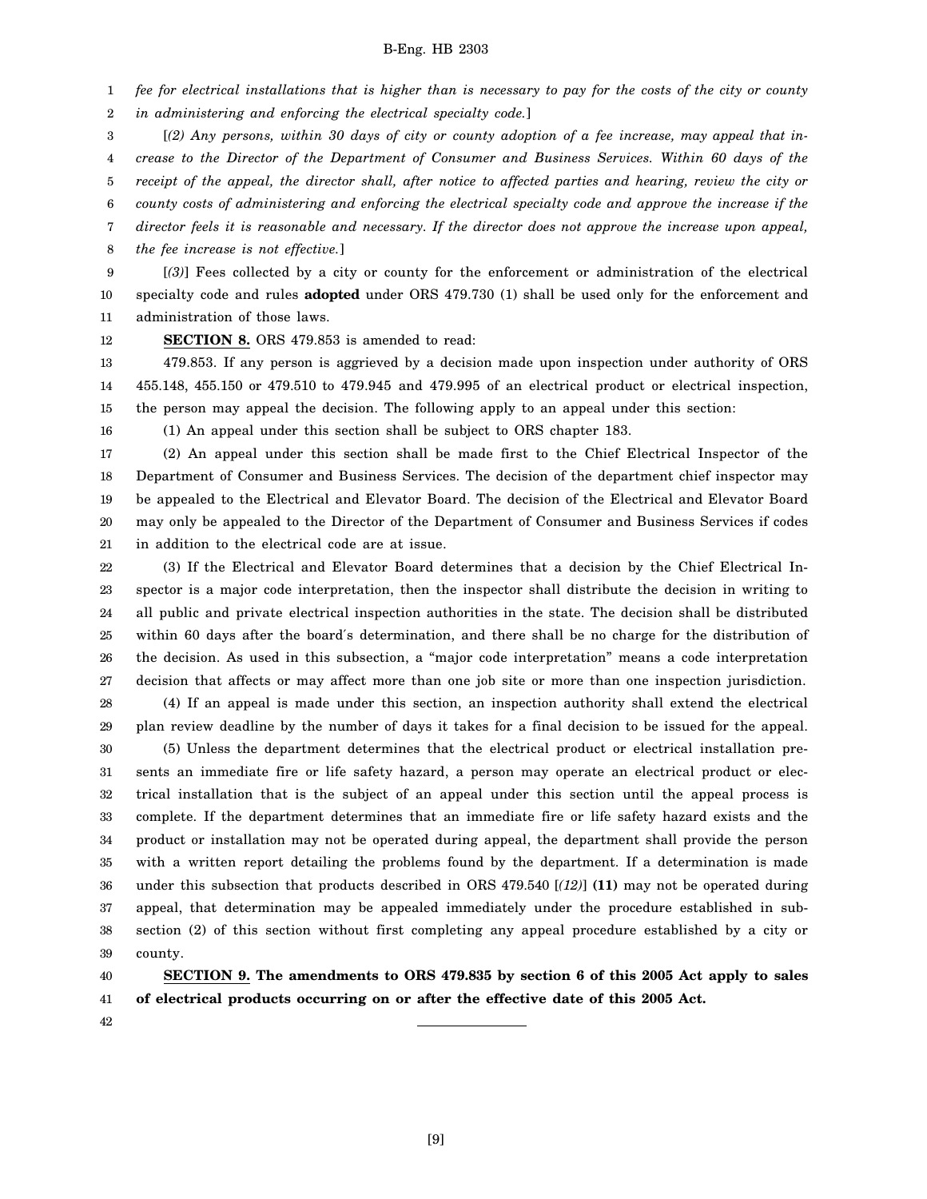*fee for electrical installations that is higher than is necessary to pay for the costs of the city or county in administering and enforcing the electrical specialty code.*]

[*(2) Any persons, within 30 days of city or county adoption of a fee increase, may appeal that increase to the Director of the Department of Consumer and Business Services. Within 60 days of the receipt of the appeal, the director shall, after notice to affected parties and hearing, review the city or county costs of administering and enforcing the electrical specialty code and approve the increase if the director feels it is reasonable and necessary. If the director does not approve the increase upon appeal, the fee increase is not effective.*]

[*(3)*] Fees collected by a city or county for the enforcement or administration of the electrical specialty code and rules **adopted** under ORS 479.730 (1) shall be used only for the enforcement and administration of those laws.

**SECTION 8.** ORS 479.853 is amended to read:

479.853. If any person is aggrieved by a decision made upon inspection under authority of ORS 455.148, 455.150 or 479.510 to 479.945 and 479.995 of an electrical product or electrical inspection, the person may appeal the decision. The following apply to an appeal under this section:

(1) An appeal under this section shall be subject to ORS chapter 183.

(2) An appeal under this section shall be made first to the Chief Electrical Inspector of the Department of Consumer and Business Services. The decision of the department chief inspector may be appealed to the Electrical and Elevator Board. The decision of the Electrical and Elevator Board may only be appealed to the Director of the Department of Consumer and Business Services if codes in addition to the electrical code are at issue.

(3) If the Electrical and Elevator Board determines that a decision by the Chief Electrical Inspector is a major code interpretation, then the inspector shall distribute the decision in writing to all public and private electrical inspection authorities in the state. The decision shall be distributed within 60 days after the board's determination, and there shall be no charge for the distribution of the decision. As used in this subsection, a "major code interpretation" means a code interpretation decision that affects or may affect more than one job site or more than one inspection jurisdiction.

(4) If an appeal is made under this section, an inspection authority shall extend the electrical plan review deadline by the number of days it takes for a final decision to be issued for the appeal.

(5) Unless the department determines that the electrical product or electrical installation presents an immediate fire or life safety hazard, a person may operate an electrical product or electrical installation that is the subject of an appeal under this section until the appeal process is complete. If the department determines that an immediate fire or life safety hazard exists and the product or installation may not be operated during appeal, the department shall provide the person with a written report detailing the problems found by the department. If a determination is made under this subsection that products described in ORS 479.540 [*(12)*] **(11)** may not be operated during appeal, that determination may be appealed immediately under the procedure established in subsection (2) of this section without first completing any appeal procedure established by a city or county.

**SECTION 9. The amendments to ORS 479.835 by section 6 of this 2005 Act apply to sales of electrical products occurring on or after the effective date of this 2005 Act.**